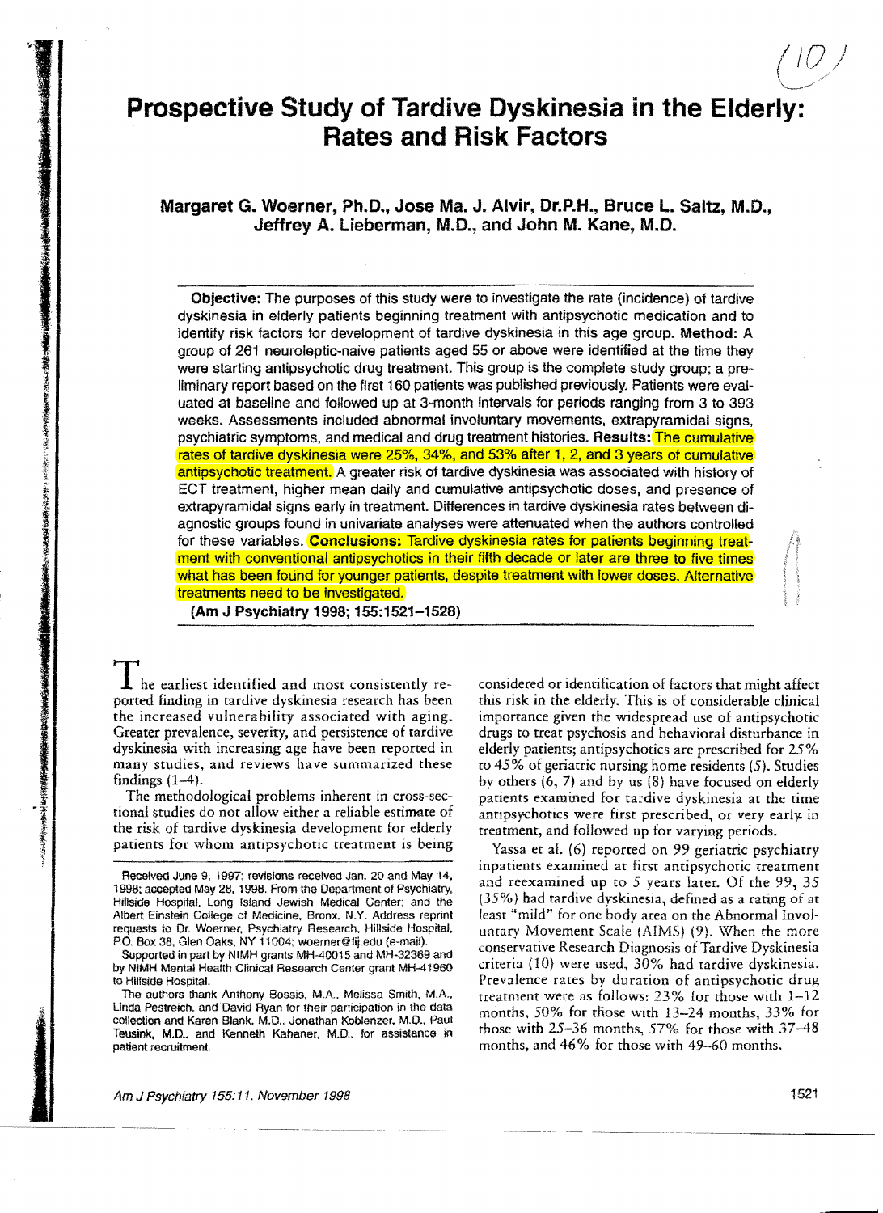# Prospective Study of Tardive Dyskinesia in the Elderly: Rates and Risk Factors

**Margaret G. Woerner, Ph.D., Jose Ma. J. Alvir, Dr.P.H., Bruce L. Saltz, M.D., Jeffrey A. Lieberman, M.D., and John M. Kane, M.D.**

**Objective:** The purposes of this study were to investigate the rate (incidence) of tardive dyskinesia in elderly patients beginning treatment with antipsychotic medication and to identify risk factors for development of tardive dyskinesia in this age group. **Method:** A group of 261 neuroleptic-naive patients aged 55 or above were identified at the time they were starting antipsychotic drug treatment. This group is the complete study group; a preliminary report based on the first 160 patients was published previously. Patients were evaluated at baseline and followed up at 3-month intervals for periods ranging from 3 to 393 weeks. Assessments included abnormal involuntary movements, extrapyramidal signs, psychiatric symptoms, and medical and drug treatment histories. **Results:** The cumulative rates of tardive dyskinesia were 25%, 34%, and 53% after 1, 2, and 3 years of cumulative antipsychotic treatment. A greater risk of tardive dyskinesia was associated with history of ECT treatment, higher mean daily and cumulative antipsychotic doses, and presence of extrapyramidal signs early in treatment. Differences in tardive dyskinesia rates between diagnostic groups found in univariate analyses were attenuated when the authors controlled for these variables. **Conclusions:** Tardive dyskinesia rates for patients beginning treatment with conventional antipsychotics in their fifth decade or later are three to five times what has been found for younger patients, despite treatment with lower doses. Alternative treatments need to be investigated.

**(Am J Psychiatry 1998; 155:1521–1528)**

The earliest identified and most consistently reported finding in tardive dyskinesia research has been the increased vulnerability associated with aging. Greater prevalence, severity, and persistence of tardive dyskinesia with increasing age have been reported in many studies, and reviews have summarized these findings (1–4).

The methodological problems inherent in cross-sectional studies do not allow either a reliable estimate of the risk of tardive dyskinesia development for elderly patients for whom antipsychotic treatment is being considered or identification of factors that might affect this risk in the elderly. This is of considerable clinical importance given the widespread use of antipsychotic drugs to treat psychosis and behavioral disturbance in elderly patients; antipsychotics are prescribed for 25% to 45% of geriatric nursing home residents (5). Studies by others (6, 7) and by us (8) have focused on elderly patients examined for tardive dyskinesia at the time antipsychotics were first prescribed, or very early in treatment, and followed up for varying periods.

Yassa et al. (6) reported on 99 geriatric psychiatry inpatients examined at first antipsychotic treatment and reexamined up to 5 years later. Of the 99, 35 (35%) had tardive dyskinesia, defined as a rating of at least "mild" for one body area on the Abnormal Involuntary Movement Scale (AIMS) (9). When the more conservative Research Diagnosis of Tardive Dyskinesia criteria (10) were used, 30% had tardive dyskinesia. Prevalence rates by duration of antipsychotic drug treatment were as follows: 23% for those with 1–12 months, 50% for those with 13–24 months, 33% for those with 25–36 months, 57% for those with 37–48 months, and 46% for those with 49–60 months.

Received June 9, 1997; revisions received Jan. 20 and May 14, 1998; accepted May 28, 1998. From the Department of Psychiatry, Hillside Hospital, Long Island Jewish Medical Center; and the Albert Einstein College of Medicine, Bronx, N.Y. Address reprint requests to Dr. Woerner, Psychiatry Research, Hillside Hospital, P.O. Box 38, Glen Oaks, NY 11004; woerner@lij.edu (e-mail).

Supported in part by NIMH grants MH-40015 and MH-32369 and by NIMH Mental Health Clinical Research Center grant MH-41960 to Hillside Hospital.

The authors thank Anthony Bossis, M.A., Melissa Smith, M.A., Linda Pestreich, and David Ryan for their participation in the data collection and Karen Blank, M.D., Jonathan Koblenzer, M.D., Paul Teusink, M.D., and Kenneth Kahaner, M.D., for assistance in patient recruitment.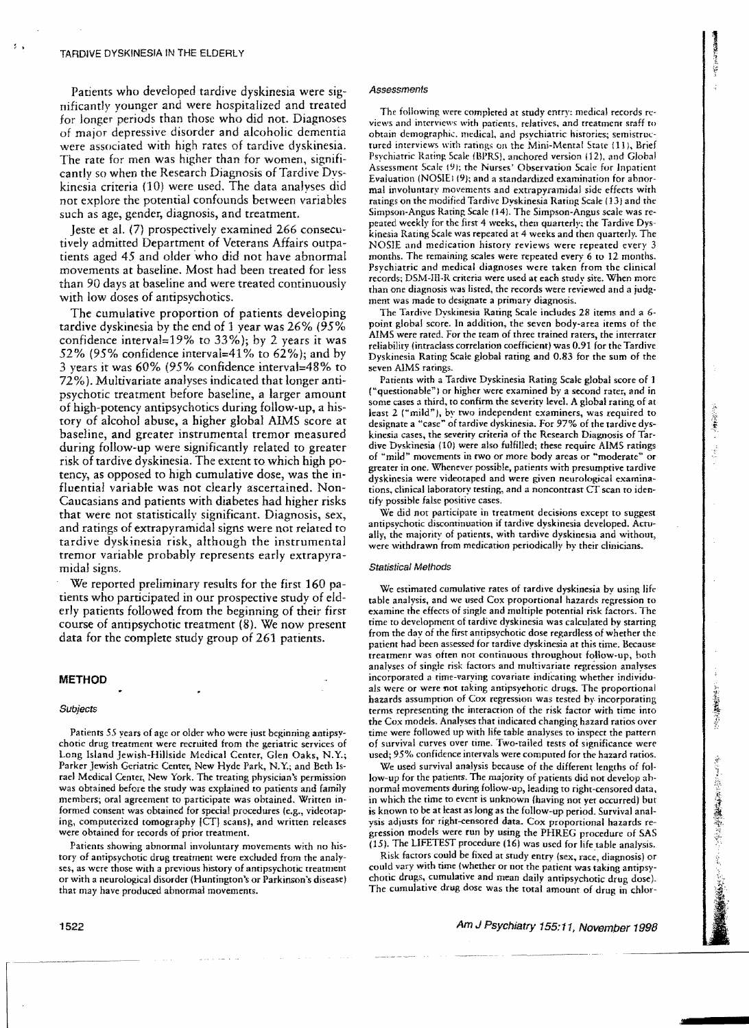Patients who developed tardive dyskinesia were significantly younger and were hospitalized and treated for longer periods than those who did not. Diagnoses of major depressive disorder and alcoholic dementia were associated with high rates of tardive dyskinesia. The rate for men was higher than for women, significantly so when the Research Diagnosis of Tardive Dyskinesia criteria (10) were used. The data analyses did not explore the potential confounds between variables such as age, gender, diagnosis, and treatment.

Jeste et al. (7) prospectively examined 266 consecutively admitted Department of Veterans Affairs outpatients aged 45 and older who did not have abnormal movements at baseline. Most had been treated for less than 90 days at baseline and were treated continuously with low doses of antipsychotics.

The cumulative proportion of patients developing tardive dyskinesia by the end of 1 year was 26% (95% confidence interval=19% to 33%); by 2 years it was 52% (95% confidence interval=41% to 62%); and by 3 years it was 60% (95% confidence interval=48% to 72%). Multivariate analyses indicated that longer antipsychotic treatment before baseline, a larger amount of high-potency antipsychotics during follow-up, a history of alcohol abuse, a higher global AIMS score at baseline, and greater instrumental tremor measured during follow-up were significantly related to greater risk of tardive dyskinesia. The extent to which high potency, as opposed to high cumulative dose, was the influential variable was not clearly ascertained. Non-Caucasians and patients with diabetes had higher risks that were not statistically significant. Diagnosis, sex, and ratings of extrapyramidal signs were not related to tardive dyskinesia risk, although the instrumental tremor variable probably represents early extrapyramidal signs.

We reported preliminary results for the first 160 patients who participated in our prospective study of elderly patients followed from the beginning of their first course of antipsychotic treatment (8). We now present data for the complete study group of 261 patients.

## METHOD

### Subjects

Patients 55 years of age or older who were just beginning antipsychotic drug treatment were recruited from the geriatric services of Long Island Jewish-Hillside Medical Center, Glen Oaks, N.Y.; Parker Jewish Geriatric Center, New Hyde Park, N.Y.; and Beth Israel Medical Center, New York. The treating physician's permission was obtained before the study was explained to patients and family members; oral agreement to participate was obtained. Written informed consent was obtained for special procedures (e.g., videotaping, computerized tomography [CT] scans), and written releases were obtained for records of prior treatment.

Patients showing abnormal involuntary movements with no history of antipsychotic drug treatment were excluded from the analyses, as were those with a previous history of antipsychotic treatment or with a neurological disorder (Huntington's or Parkinson's disease) that may have produced abnormal movements.

### Assessments

The following were completed at study entry: medical records reviews and interviews with patients, relatives, and treatment staff to obtain demographic, medical, and psychiatric histories; semistructured interviews with ratings on the Mini-Mental State (11), Brief Psychiatric Rating Scale (BPRS), anchored version (12), and Global Assessment Scale (9); the Nurses' Observation Scale for Inpatient Evaluation (NOSIE) (9); and a standardized examination for abnormal involuntary movements and extrapyramidal side effects with ratings on the modified Tardive Dyskinesia Rating Scale (13) and the Simpson-Angus Rating Scale (14). The Simpson-Angus scale was repeated weekly for the first 4 weeks, then quarterly; the Tardive Dyskinesia Rating Scale was repeated at 4 weeks and then quarterly. The NOSIE and medication history reviews were repeated every 3 months. The remaining scales were repeated every 6 to 12 months. Psychiatric and medical diagnoses were taken from the clinical records; DSM-III-R criteria were used at each study site. When more than one diagnosis was listed, the records were reviewed and a judgment was made to designate a primary diagnosis.

The Tardive Dyskinesia Rating Scale includes 28 items and a 6-point global score. In addition, the seven body-area items of the AIMS were rated. For the team of three trained raters, the interrater reliability (intraclass correlation coefficient) was 0.91 for the Tardive Dyskinesia Rating Scale global rating and 0.83 for the sum of the seven AIMS ratings.

Patients with a Tardive Dyskinesia Rating Scale global score of 1 ("questionable") or higher were examined by a second rater, and in some cases a third, to confirm the severity level. A global rating of at least 2 ("mild"), by two independent examiners, was required to designate a "case" of tardive dyskinesia. For 97% of the tardive dyskinesia cases, the severity criteria of the Research Diagnosis of Tardive Dyskinesia (10) were also fulfilled; these require AIMS ratings of "mild" movements in two or more body areas or "moderate" or greater in one. Whenever possible, patients with presumptive tardive dyskinesia were videotaped and were given neurological examinations, clinical laboratory testing, and a noncontrast CT scan to identify possible false positive cases.

We did not participate in treatment decisions except to suggest antipsychotic discontinuation if tardive dyskinesia developed. Actually, the majority of patients, with tardive dyskinesia and without, were withdrawn from medication periodically by their clinicians.

### Statistical Methods

We estimated cumulative rates of tardive dyskinesia by using life table analysis, and we used Cox proportional hazards regression to examine the effects of single and multiple potential risk factors. The time to development of tardive dyskinesia was calculated by starting from the day of the first antipsychotic dose regardless of whether the patient had been assessed for tardive dyskinesia at this time. Because treatment was often not continuous throughout follow-up, both analyses of single risk factors and multivariate regression analyses incorporated a time-varying covariate indicating whether individuals were or were not taking antipsychotic drugs. The proportional hazards assumption of Cox regression was tested by incorporating terms representing the interaction of the risk factor with time into the Cox models. Analyses that indicated changing hazard ratios over time were followed up with life table analyses to inspect the pattern of survival curves over time. Two-tailed tests of significance were used; 95% confidence intervals were computed for the hazard ratios.

We used survival analysis because of the different lengths of follow-up for the patients. The majority of patients did not develop abnormal movements during follow-up, leading to right-censored data, in which the time to event is unknown (having not yet occurred) but is known to be at least as long as the follow-up period. Survival analysis adjusts for right-censored data. Cox proportional hazards regression models were run by using the PHREG procedure of SAS (15). The LIFETEST procedure (16) was used for life table analysis.

Risk factors could be fixed at study entry (sex, race, diagnosis) or could vary with time (whether or not the patient was taking antipsychotic drugs, cumulative and mean daily antipsychotic drug dose). The cumulative drug dose was the total amount of drug in chlor-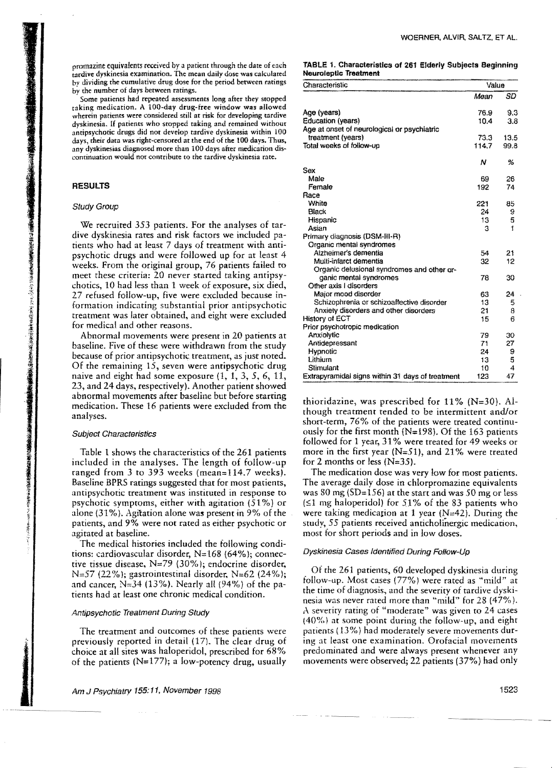promazine equivalents received by a patient through the date of each tardive dyskinesia examination. The mean daily dose was calculated by dividing the cumulative drug dose for the period between ratings by the number of days between ratings.

Some patients had repeated assessments long after they stopped taking medication. A 100-day drug-free window was allowed wherein patients were considered still at risk for developing tardive dyskinesia. If patients who stopped taking and remained without antipsychotic drugs did not develop tardive dyskinesia within 100 days, their data was right-censored at the end of the 100 days. Thus, any dyskinesias diagnosed more than 100 days after medication discontinuation would not contribute to the tardive dyskinesia rate.

## RESULTS

### Study Group

We recruited 353 patients. For the analyses of tardive dyskinesia rates and risk factors we included patients who had at least 7 days of treatment with antipsychotic drugs and were followed up for at least 4 weeks. From the original group, 76 patients failed to meet these criteria: 20 never started taking antipsychotics, 10 had less than 1 week of exposure, six died, 27 refused follow-up, five were excluded because information indicating substantial prior antipsychotic treatment was later obtained, and eight were excluded for medical and other reasons.

Abnormal movements were present in 20 patients at baseline. Five of these were withdrawn from the study because of prior antipsychotic treatment, as just noted. Of the remaining 15, seven were antipsychotic drug naive and eight had some exposure (1, 1, 3, 5, 6, 11, 23, and 24 days, respectively). Another patient showed abnormal movements after baseline but before starting medication. These 16 patients were excluded from the analyses.

### Subject Characteristics

Table 1 shows the characteristics of the 261 patients included in the analyses. The length of follow-up ranged from 3 to 393 weeks (mean=114.7 weeks). Baseline BPRS ratings suggested that for most patients, antipsychotic treatment was instituted in response to psychotic symptoms, either with agitation (51%) or alone (31%). Agitation alone was present in 9% of the patients, and 9% were not rated as either psychotic or agitated at baseline.

The medical histories included the following conditions: cardiovascular disorder, N=168 (64%); connective tissue disease, N=79 (30%); endocrine disorder, N=57 (22%); gastrointestinal disorder, N=62 (24%); and cancer, N=34 (13%). Nearly all (94%) of the patients had at least one chronic medical condition.

### Antipsychotic Treatment During Study

The treatment and outcomes of these patients were previously reported in detail (17). The clear drug of choice at all sites was haloperidol, prescribed for 68% of the patients (N=177); a low-potency drug, usually thioridazine, was prescribed for 11% (N=30). Although treatment tended to be intermittent and/or short-term, 76% of the patients were treated continuously for the first month (N=198). Of the 163 patients followed for 1 year, 31% were treated for 49 weeks or more in the first year (N=51), and 21% were treated for 2 months or less (N=35).

The medication dose was very low for most patients. The average daily dose in chlorpromazine equivalents was 80 mg (SD=156) at the start and was 50 mg or less (≤1 mg haloperidol) for 51% of the 83 patients who were taking medication at 1 year (N=42). During the study, 55 patients received anticholinergic medication, most for short periods and in low doses.

**TABLE 1. Characteristics of 261 Elderly Subjects Beginning Neuroleptic Treatment**

| Characteristic | Value | |
|---|---|---|
| | *Mean* | *SD* |
| Age (years) | 76.9 | 9.3 |
| Education (years) | 10.4 | 3.8 |
| Age at onset of neurological or psychiatric treatment (years) | 73.3 | 13.5 |
| Total weeks of follow-up | 114.7 | 99.8 |
| | *N* | *%* |
| Sex | | |
| Male | 69 | 26 |
| Female | 192 | 74 |
| Race | | |
| White | 221 | 85 |
| Black | 24 | 9 |
| Hispanic | 13 | 5 |
| Asian | 3 | 1 |
| Primary diagnosis (DSM-III-R) | | |
| Organic mental syndromes | | |
| Alzheimer's dementia | 54 | 21 |
| Multi-infarct dementia | 32 | 12 |
| Organic delusional syndromes and other organic mental syndromes | 78 | 30 |
| Other axis I disorders | | |
| Major mood disorder | 63 | 24 |
| Schizophrenia or schizoaffective disorder | 13 | 5 |
| Anxiety disorders and other disorders | 21 | 8 |
| History of ECT | 15 | 6 |
| Prior psychotropic medication | | |
| Anxiolytic | 79 | 30 |
| Antidepressant | 71 | 27 |
| Hypnotic | 24 | 9 |
| Lithium | 13 | 5 |
| Stimulant | 10 | 4 |
| Extrapyramidal signs within 31 days of treatment | 123 | 47 |

### Dyskinesia Cases Identified During Follow-Up

Of the 261 patients, 60 developed dyskinesia during follow-up. Most cases (77%) were rated as "mild" at the time of diagnosis, and the severity of tardive dyskinesia was never rated more than "mild" for 28 (47%). A severity rating of "moderate" was given to 24 cases (40%) at some point during the follow-up, and eight patients (13%) had moderately severe movements during at least one examination. Orofacial movements predominated and were always present whenever any movements were observed; 22 patients (37%) had only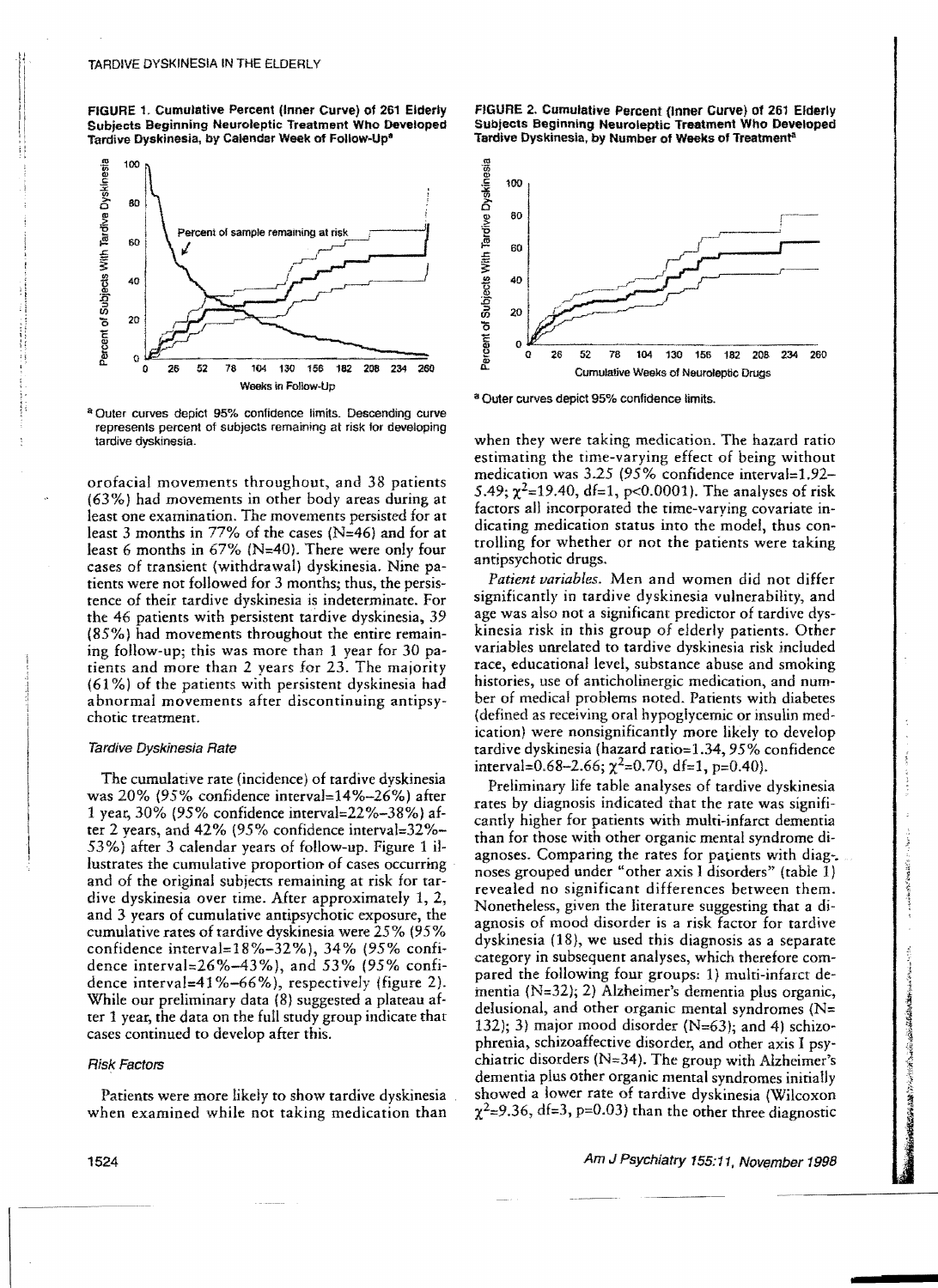FIGURE 1. Cumulative Percent (Inner Curve) of 261 Elderly Subjects Beginning Neuroleptic Treatment Who Developed Tardive Dyskinesia, by Calendar Week of Follow-Up[a]

[a] Outer curves depict 95% confidence limits. Descending curve represents percent of subjects remaining at risk for developing tardive dyskinesia.

FIGURE 2. Cumulative Percent (Inner Curve) of 261 Elderly Subjects Beginning Neuroleptic Treatment Who Developed Tardive Dyskinesia, by Number of Weeks of Treatment[a]

[a] Outer curves depict 95% confidence limits.

orofacial movements throughout, and 38 patients (63%) had movements in other body areas during at least one examination. The movements persisted for at least 3 months in 77% of the cases (N=46) and for at least 6 months in 67% (N=40). There were only four cases of transient (withdrawal) dyskinesia. Nine patients were not followed for 3 months; thus, the persistence of their tardive dyskinesia is indeterminate. For the 46 patients with persistent tardive dyskinesia, 39 (85%) had movements throughout the entire remaining follow-up; this was more than 1 year for 30 patients and more than 2 years for 23. The majority (61%) of the patients with persistent dyskinesia had abnormal movements after discontinuing antipsychotic treatment.

### Tardive Dyskinesia Rate

The cumulative rate (incidence) of tardive dyskinesia was 20% (95% confidence interval=14%–26%) after 1 year, 30% (95% confidence interval=22%–38%) after 2 years, and 42% (95% confidence interval=32%–53%) after 3 calendar years of follow-up. Figure 1 illustrates the cumulative proportion of cases occurring and of the original subjects remaining at risk for tardive dyskinesia over time. After approximately 1, 2, and 3 years of cumulative antipsychotic exposure, the cumulative rates of tardive dyskinesia were 25% (95% confidence interval=18%–32%), 34% (95% confidence interval=26%–43%), and 53% (95% confidence interval=41%–66%), respectively (figure 2). While our preliminary data (8) suggested a plateau after 1 year, the data on the full study group indicate that cases continued to develop after this.

### Risk Factors

Patients were more likely to show tardive dyskinesia when examined while not taking medication than when they were taking medication. The hazard ratio estimating the time-varying effect of being without medication was 3.25 (95% confidence interval=1.92–5.49; $\chi^2$=19.40, df=1, p<0.0001). The analyses of risk factors all incorporated the time-varying covariate indicating medication status into the model, thus controlling for whether or not the patients were taking antipsychotic drugs.

*Patient variables.* Men and women did not differ significantly in tardive dyskinesia vulnerability, and age was also not a significant predictor of tardive dyskinesia risk in this group of elderly patients. Other variables unrelated to tardive dyskinesia risk included race, educational level, substance abuse and smoking histories, use of anticholinergic medication, and number of medical problems noted. Patients with diabetes (defined as receiving oral hypoglycemic or insulin medication) were nonsignificantly more likely to develop tardive dyskinesia (hazard ratio=1.34, 95% confidence interval=0.68–2.66; $\chi^2$=0.70, df=1, p=0.40).

Preliminary life table analyses of tardive dyskinesia rates by diagnosis indicated that the rate was significantly higher for patients with multi-infarct dementia than for those with other organic mental syndrome diagnoses. Comparing the rates for patients with diagnoses grouped under "other axis I disorders" (table 1) revealed no significant differences between them. Nonetheless, given the literature suggesting that a diagnosis of mood disorder is a risk factor for tardive dyskinesia (18), we used this diagnosis as a separate category in subsequent analyses, which therefore compared the following four groups: 1) multi-infarct dementia (N=32); 2) Alzheimer's dementia plus organic, delusional, and other organic mental syndromes (N=132); 3) major mood disorder (N=63); and 4) schizophrenia, schizoaffective disorder, and other axis I psychiatric disorders (N=34). The group with Alzheimer's dementia plus other organic mental syndromes initially showed a lower rate of tardive dyskinesia (Wilcoxon $\chi^2$=9.36, df=3, p=0.03) than the other three diagnostic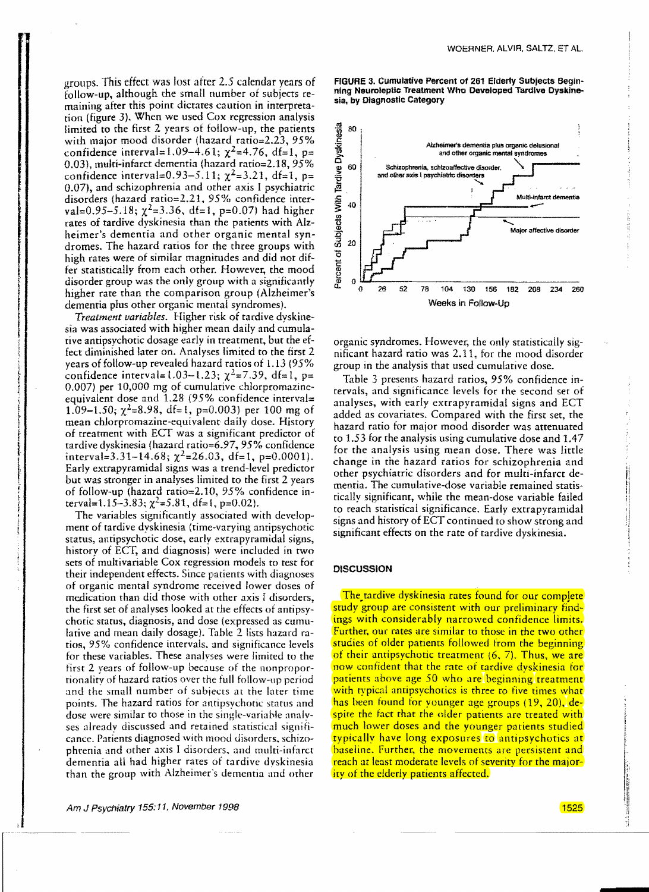groups. This effect was lost after 2.5 calendar years of follow-up, although the small number of subjects remaining after this point dictates caution in interpretation (figure 3). When we used Cox regression analysis limited to the first 2 years of follow-up, the patients with major mood disorder (hazard ratio=2.23, 95% confidence interval=1.09–4.61; $\chi^2$=4.76, df=1, p=0.03), multi-infarct dementia (hazard ratio=2.18, 95% confidence interval=0.93–5.11; $\chi^2$=3.21, df=1, p=0.07), and schizophrenia and other axis I psychiatric disorders (hazard ratio=2.21, 95% confidence interval=0.95–5.18; $\chi^2$=3.36, df=1, p=0.07) had higher rates of tardive dyskinesia than the patients with Alzheimer's dementia and other organic mental syndromes. The hazard ratios for the three groups with high rates were of similar magnitudes and did not differ statistically from each other. However, the mood disorder group was the only group with a significantly higher rate than the comparison group (Alzheimer's dementia plus other organic mental syndromes).

*Treatment variables.* Higher risk of tardive dyskinesia was associated with higher mean daily and cumulative antipsychotic dosage early in treatment, but the effect diminished later on. Analyses limited to the first 2 years of follow-up revealed hazard ratios of 1.13 (95% confidence interval=1.03–1.23; $\chi^2$=7.39, df=1, p=0.007) per 10,000 mg of cumulative chlorpromazine-equivalent dose and 1.28 (95% confidence interval=1.09–1.50; $\chi^2$=8.98, df=1, p=0.003) per 100 mg of mean chlorpromazine-equivalent daily dose. History of treatment with ECT was a significant predictor of tardive dyskinesia (hazard ratio=6.97, 95% confidence interval=3.31–14.68; $\chi^2$=26.03, df=1, p=0.0001). Early extrapyramidal signs was a trend-level predictor but was stronger in analyses limited to the first 2 years of follow-up (hazard ratio=2.10, 95% confidence interval=1.15–3.83; $\chi^2$=5.81, df=1, p=0.02).

The variables significantly associated with development of tardive dyskinesia (time-varying antipsychotic status, antipsychotic dose, early extrapyramidal signs, history of ECT, and diagnosis) were included in two sets of multivariable Cox regression models to test for their independent effects. Since patients with diagnoses of organic mental syndrome received lower doses of medication than did those with other axis I disorders, the first set of analyses looked at the effects of antipsychotic status, diagnosis, and dose (expressed as cumulative and mean daily dosage). Table 2 lists hazard ratios, 95% confidence intervals, and significance levels for these variables. These analyses were limited to the first 2 years of follow-up because of the nonproportionality of hazard ratios over the full follow-up period and the small number of subjects at the later time points. The hazard ratios for antipsychotic status and dose were similar to those in the single-variable analyses already discussed and retained statistical significance. Patients diagnosed with mood disorders, schizophrenia and other axis I disorders, and multi-infarct dementia all had higher rates of tardive dyskinesia than the group with Alzheimer's dementia and other organic syndromes. However, the only statistically significant hazard ratio was 2.11, for the mood disorder group in the analysis that used cumulative dose.

Table 3 presents hazard ratios, 95% confidence intervals, and significance levels for the second set of analyses, with early extrapyramidal signs and ECT added as covariates. Compared with the first set, the hazard ratio for major mood disorder was attenuated to 1.53 for the analysis using cumulative dose and 1.47 for the analysis using mean dose. There was little change in the hazard ratios for schizophrenia and other psychiatric disorders and for multi-infarct dementia. The cumulative-dose variable remained statistically significant, while the mean-dose variable failed to reach statistical significance. Early extrapyramidal signs and history of ECT continued to show strong and significant effects on the rate of tardive dyskinesia.

**FIGURE 3. Cumulative Percent of 261 Elderly Subjects Beginning Neuroleptic Treatment Who Developed Tardive Dyskinesia, by Diagnostic Category**

## DISCUSSION

The tardive dyskinesia rates found for our complete study group are consistent with our preliminary findings with considerably narrowed confidence limits. Further, our rates are similar to those in the two other studies of older patients followed from the beginning of their antipsychotic treatment (6, 7). Thus, we are now confident that the rate of tardive dyskinesia for patients above age 50 who are beginning treatment with typical antipsychotics is three to five times what has been found for younger age groups (19, 20), despite the fact that the older patients are treated with much lower doses and the younger patients studied typically have long exposures to antipsychotics at baseline. Further, the movements are persistent and reach at least moderate levels of severity for the majority of the elderly patients affected.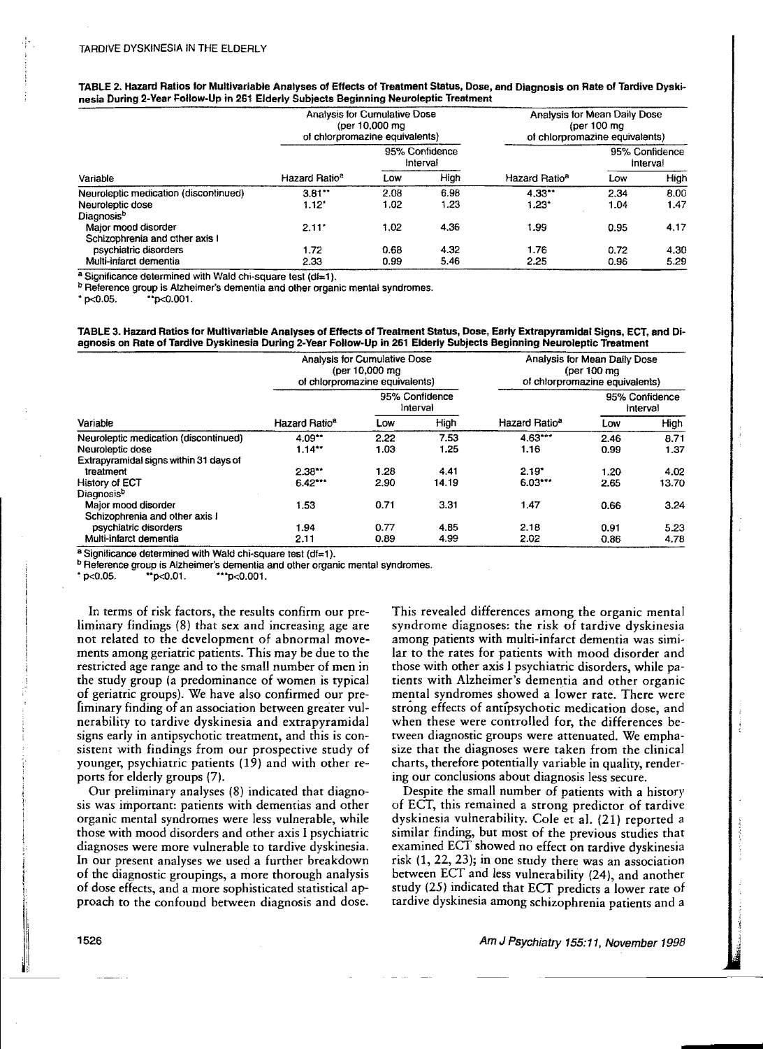TABLE 2. Hazard Ratios for Multivariable Analyses of Effects of Treatment Status, Dose, and Diagnosis on Rate of Tardive Dyskinesia During 2-Year Follow-Up in 261 Elderly Subjects Beginning Neuroleptic Treatment

| Variable | Analysis for Cumulative Dose (per 10,000 mg of chlorpromazine equivalents) | | | Analysis for Mean Daily Dose (per 100 mg of chlorpromazine equivalents) | | |
|---|---|---|---|---|---|---|
| | Hazard Ratio[a] | 95% Confidence Interval | | Hazard Ratio[a] | 95% Confidence Interval | |
| | | Low | High | | Low | High |
| Neuroleptic medication (discontinued) | 3.81** | 2.08 | 6.98 | 4.33** | 2.34 | 8.00 |
| Neuroleptic dose | 1.12* | 1.02 | 1.23 | 1.23* | 1.04 | 1.47 |
| Diagnosis[b] | | | | | | |
| Major mood disorder | 2.11* | 1.02 | 4.36 | 1.99 | 0.95 | 4.17 |
| Schizophrenia and other axis I psychiatric disorders | 1.72 | 0.68 | 4.32 | 1.76 | 0.72 | 4.30 |
| Multi-infarct dementia | 2.33 | 0.99 | 5.46 | 2.25 | 0.96 | 5.29 |

[a] Significance determined with Wald chi-square test (df=1).
[b] Reference group is Alzheimer's dementia and other organic mental syndromes.
*p<0.05. **p<0.001.

TABLE 3. Hazard Ratios for Multivariable Analyses of Effects of Treatment Status, Dose, Early Extrapyramidal Signs, ECT, and Diagnosis on Rate of Tardive Dyskinesia During 2-Year Follow-Up in 261 Elderly Subjects Beginning Neuroleptic Treatment

| Variable | Analysis for Cumulative Dose (per 10,000 mg of chlorpromazine equivalents) | | | Analysis for Mean Daily Dose (per 100 mg of chlorpromazine equivalents) | | |
|---|---|---|---|---|---|---|
| | Hazard Ratio[a] | 95% Confidence Interval | | Hazard Ratio[a] | 95% Confidence Interval | |
| | | Low | High | | Low | High |
| Neuroleptic medication (discontinued) | 4.09** | 2.22 | 7.53 | 4.63*** | 2.46 | 8.71 |
| Neuroleptic dose | 1.14** | 1.03 | 1.25 | 1.16 | 0.99 | 1.37 |
| Extrapyramidal signs within 31 days of treatment | 2.38** | 1.28 | 4.41 | 2.19* | 1.20 | 4.02 |
| History of ECT | 6.42*** | 2.90 | 14.19 | 6.03*** | 2.65 | 13.70 |
| Diagnosis[b] | | | | | | |
| Major mood disorder | 1.53 | 0.71 | 3.31 | 1.47 | 0.66 | 3.24 |
| Schizophrenia and other axis I psychiatric disorders | 1.94 | 0.77 | 4.85 | 2.18 | 0.91 | 5.23 |
| Multi-infarct dementia | 2.11 | 0.89 | 4.99 | 2.02 | 0.86 | 4.78 |

[a] Significance determined with Wald chi-square test (df=1).
[b] Reference group is Alzheimer's dementia and other organic mental syndromes.
*p<0.05. **p<0.01. ***p<0.001.

In terms of risk factors, the results confirm our preliminary findings (8) that sex and increasing age are not related to the development of abnormal movements among geriatric patients. This may be due to the restricted age range and to the small number of men in the study group (a predominance of women is typical of geriatric groups). We have also confirmed our preliminary finding of an association between greater vulnerability to tardive dyskinesia and extrapyramidal signs early in antipsychotic treatment, and this is consistent with findings from our prospective study of younger, psychiatric patients (19) and with other reports for elderly groups (7).

Our preliminary analyses (8) indicated that diagnosis was important: patients with dementias and other organic mental syndromes were less vulnerable, while those with mood disorders and other axis I psychiatric diagnoses were more vulnerable to tardive dyskinesia. In our present analyses we used a further breakdown of the diagnostic groupings, a more thorough analysis of dose effects, and a more sophisticated statistical approach to the confound between diagnosis and dose. This revealed differences among the organic mental syndrome diagnoses: the risk of tardive dyskinesia among patients with multi-infarct dementia was similar to the rates for patients with mood disorder and those with other axis I psychiatric disorders, while patients with Alzheimer's dementia and other organic mental syndromes showed a lower rate. There were strong effects of antipsychotic medication dose, and when these were controlled for, the differences between diagnostic groups were attenuated. We emphasize that the diagnoses were taken from the clinical charts, therefore potentially variable in quality, rendering our conclusions about diagnosis less secure.

Despite the small number of patients with a history of ECT, this remained a strong predictor of tardive dyskinesia vulnerability. Cole et al. (21) reported a similar finding, but most of the previous studies that examined ECT showed no effect on tardive dyskinesia risk (1, 22, 23); in one study there was an association between ECT and less vulnerability (24), and another study (25) indicated that ECT predicts a lower rate of tardive dyskinesia among schizophrenia patients and a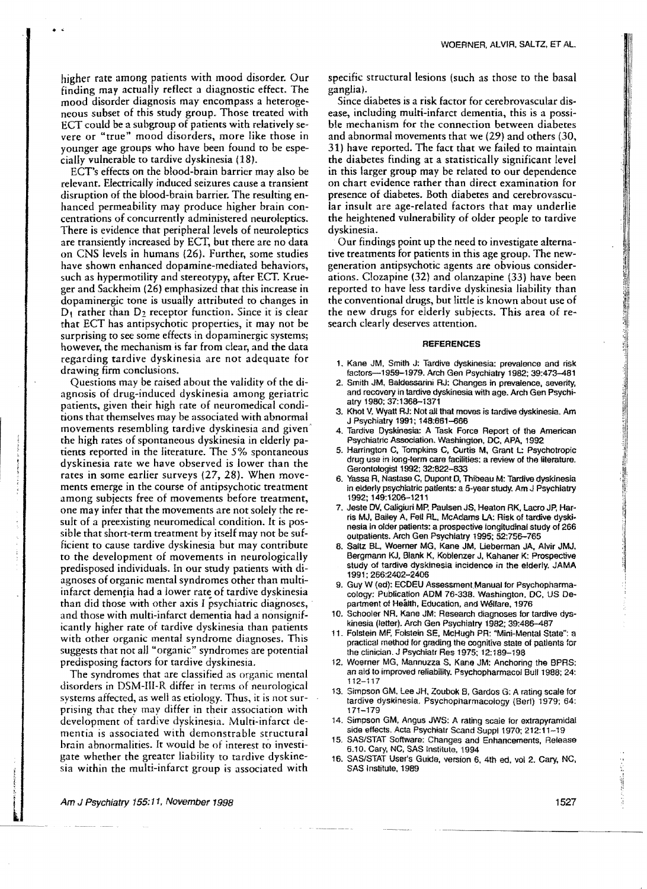higher rate among patients with mood disorder. Our finding may actually reflect a diagnostic effect. The mood disorder diagnosis may encompass a heterogeneous subset of this study group. Those treated with ECT could be a subgroup of patients with relatively severe or "true" mood disorders, more like those in younger age groups who have been found to be especially vulnerable to tardive dyskinesia (18).

ECT's effects on the blood-brain barrier may also be relevant. Electrically induced seizures cause a transient disruption of the blood-brain barrier. The resulting enhanced permeability may produce higher brain concentrations of concurrently administered neuroleptics. There is evidence that peripheral levels of neuroleptics are transiently increased by ECT, but there are no data on CNS levels in humans (26). Further, some studies have shown enhanced dopamine-mediated behaviors, such as hypermotility and stereotypy, after ECT. Krueger and Sackheim (26) emphasized that this increase in dopaminergic tone is usually attributed to changes in $D_1$ rather than $D_2$ receptor function. Since it is clear that ECT has antipsychotic properties, it may not be surprising to see some effects in dopaminergic systems; however, the mechanism is far from clear, and the data regarding tardive dyskinesia are not adequate for drawing firm conclusions.

Questions may be raised about the validity of the diagnosis of drug-induced dyskinesia among geriatric patients, given their high rate of neuromedical conditions that themselves may be associated with abnormal movements resembling tardive dyskinesia and given the high rates of spontaneous dyskinesia in elderly patients reported in the literature. The 5% spontaneous dyskinesia rate we have observed is lower than the rates in some earlier surveys (27, 28). When movements emerge in the course of antipsychotic treatment among subjects free of movements before treatment, one may infer that the movements are not solely the result of a preexisting neuromedical condition. It is possible that short-term treatment by itself may not be sufficient to cause tardive dyskinesia but may contribute to the development of movements in neurologically predisposed individuals. In our study patients with diagnoses of organic mental syndromes other than multi-infarct dementia had a lower rate of tardive dyskinesia than did those with other axis I psychiatric diagnoses, and those with multi-infarct dementia had a nonsignificantly higher rate of tardive dyskinesia than patients with other organic mental syndrome diagnoses. This suggests that not all "organic" syndromes are potential predisposing factors for tardive dyskinesia.

The syndromes that are classified as organic mental disorders in DSM-III-R differ in terms of neurological systems affected, as well as etiology. Thus, it is not surprising that they may differ in their association with development of tardive dyskinesia. Multi-infarct dementia is associated with demonstrable structural brain abnormalities. It would be of interest to investigate whether the greater liability to tardive dyskinesia within the multi-infarct group is associated with specific structural lesions (such as those to the basal ganglia).

Since diabetes is a risk factor for cerebrovascular disease, including multi-infarct dementia, this is a possible mechanism for the connection between diabetes and abnormal movements that we (29) and others (30, 31) have reported. The fact that we failed to maintain the diabetes finding at a statistically significant level in this larger group may be related to our dependence on chart evidence rather than direct examination for presence of diabetes. Both diabetes and cerebrovascular insult are age-related factors that may underlie the heightened vulnerability of older people to tardive dyskinesia.

Our findings point up the need to investigate alternative treatments for patients in this age group. The new-generation antipsychotic agents are obvious considerations. Clozapine (32) and olanzapine (33) have been reported to have less tardive dyskinesia liability than the conventional drugs, but little is known about use of the new drugs for elderly subjects. This area of research clearly deserves attention.

## REFERENCES

1. Kane JM, Smith J: Tardive dyskinesia: prevalence and risk factors—1959–1979. Arch Gen Psychiatry 1982; 39:473–481
2. Smith JM, Baldessarini RJ: Changes in prevalence, severity, and recovery in tardive dyskinesia with age. Arch Gen Psychiatry 1980; 37:1368–1371
3. Khot V, Wyatt RJ: Not all that moves is tardive dyskinesia. Am J Psychiatry 1991; 148:661–666
4. Tardive Dyskinesia: A Task Force Report of the American Psychiatric Association. Washington, DC, APA, 1992
5. Harrington C, Tompkins C, Curtis M, Grant L: Psychotropic drug use in long-term care facilities: a review of the literature. Gerontologist 1992; 32:822–833
6. Yassa R, Nastase C, Dupont D, Thibeau M: Tardive dyskinesia in elderly psychiatric patients: a 5-year study. Am J Psychiatry 1992; 149:1206–1211
7. Jeste DV, Caligiuri MP, Paulsen JS, Heaton RK, Lacro JP, Harris MJ, Bailey A, Fell RL, McAdams LA: Risk of tardive dyskinesia in older patients: a prospective longitudinal study of 266 outpatients. Arch Gen Psychiatry 1995; 52:756–765
8. Saltz BL, Woerner MG, Kane JM, Lieberman JA, Alvir JMJ, Bergmann KJ, Blank K, Koblenzer J, Kahaner K: Prospective study of tardive dyskinesia incidence in the elderly. JAMA 1991; 266:2402–2406
9. Guy W (ed): ECDEU Assessment Manual for Psychopharmacology: Publication ADM 76-338. Washington, DC, US Department of Health, Education, and Welfare, 1976
10. Schooler NR, Kane JM: Research diagnoses for tardive dyskinesia (letter). Arch Gen Psychiatry 1982; 39:486–487
11. Folstein MF, Folstein SE, McHugh PR: "Mini-Mental State": a practical method for grading the cognitive state of patients for the clinician. J Psychiatr Res 1975; 12:189–198
12. Woerner MG, Mannuzza S, Kane JM: Anchoring the BPRS: an aid to improved reliability. Psychopharmacol Bull 1988; 24:112–117
13. Simpson GM, Lee JH, Zoubok B, Gardos G: A rating scale for tardive dyskinesia. Psychopharmacology (Berl) 1979; 64:171–179
14. Simpson GM, Angus JWS: A rating scale for extrapyramidal side effects. Acta Psychiatr Scand Suppl 1970; 212:11–19
15. SAS/STAT Software: Changes and Enhancements, Release 6.10. Cary, NC, SAS Institute, 1994
16. SAS/STAT User's Guide, version 6, 4th ed, vol 2. Cary, NC, SAS Institute, 1989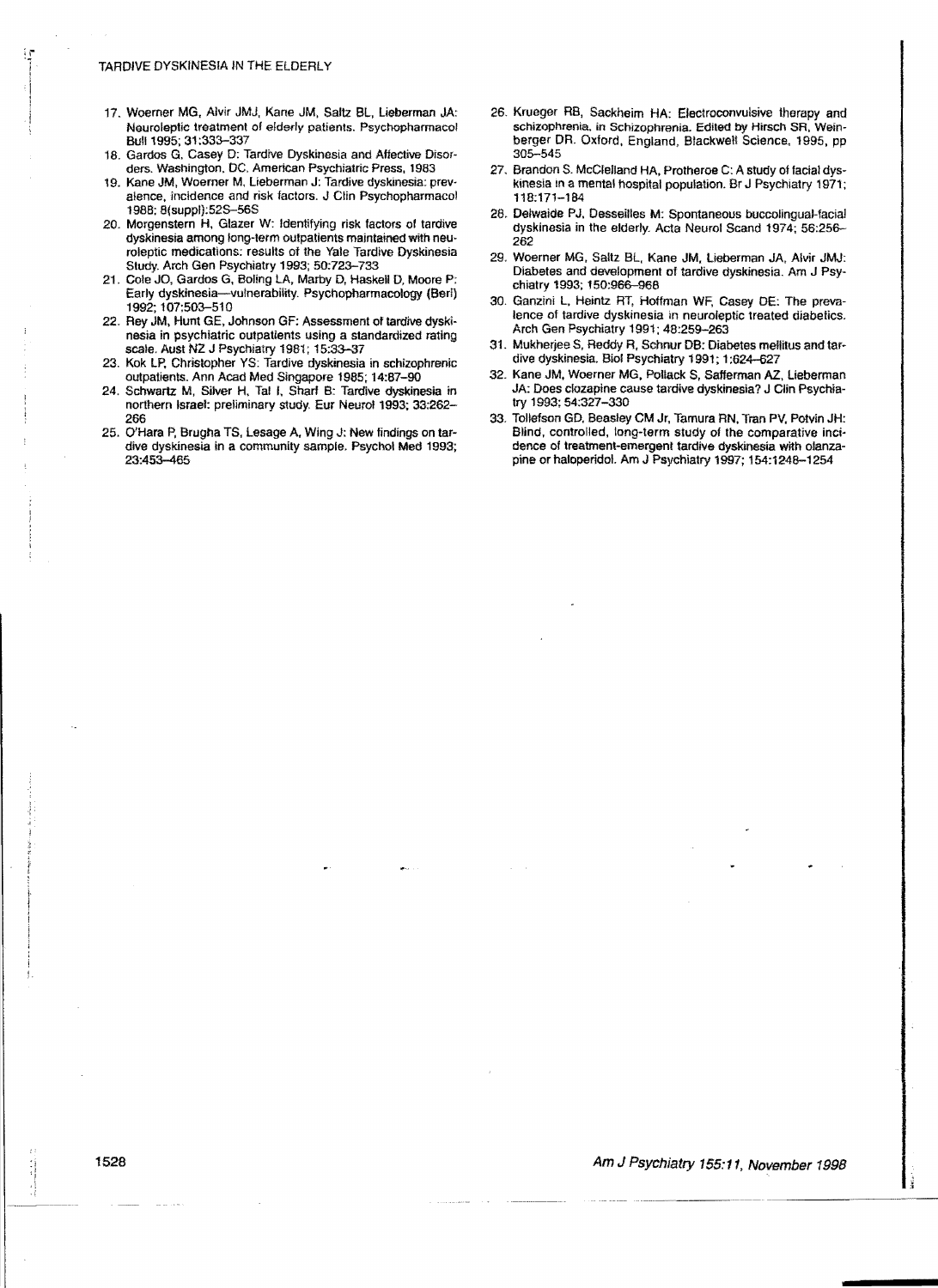17. Woerner MG, Alvir JMJ, Kane JM, Saltz BL, Lieberman JA: Neuroleptic treatment of elderly patients. Psychopharmacol Bull 1995; 31:333–337
18. Gardos G, Casey D: Tardive Dyskinesia and Affective Disorders. Washington, DC, American Psychiatric Press, 1983
19. Kane JM, Woerner M, Lieberman J: Tardive dyskinesia: prevalence, incidence and risk factors. J Clin Psychopharmacol 1988; 8(suppl):52S–56S
20. Morgenstern H, Glazer W: Identifying risk factors of tardive dyskinesia among long-term outpatients maintained with neuroleptic medications: results of the Yale Tardive Dyskinesia Study. Arch Gen Psychiatry 1993; 50:723–733
21. Cole JO, Gardos G, Boling LA, Marby D, Haskell D, Moore P: Early dyskinesia—vulnerability. Psychopharmacology (Berl) 1992; 107:503–510
22. Rey JM, Hunt GE, Johnson GF: Assessment of tardive dyskinesia in psychiatric outpatients using a standardized rating scale. Aust NZ J Psychiatry 1981; 15:33–37
23. Kok LP, Christopher YS: Tardive dyskinesia in schizophrenic outpatients. Ann Acad Med Singapore 1985; 14:87–90
24. Schwartz M, Silver H, Tal I, Sharf B: Tardive dyskinesia in northern Israel: preliminary study. Eur Neurol 1993; 33:262–266
25. O'Hara P, Brugha TS, Lesage A, Wing J: New findings on tardive dyskinesia in a community sample. Psychol Med 1993; 23:453–465
26. Krueger RB, Sackheim HA: Electroconvulsive therapy and schizophrenia, in Schizophrenia. Edited by Hirsch SR, Weinberger DR. Oxford, England, Blackwell Science, 1995, pp 305–545
27. Brandon S. McClelland HA, Protheroe C: A study of facial dyskinesia in a mental hospital population. Br J Psychiatry 1971; 118:171–184
28. Delwaide PJ, Desseilles M: Spontaneous buccolingual-facial dyskinesia in the elderly. Acta Neurol Scand 1974; 56:256–262
29. Woerner MG, Saltz BL, Kane JM, Lieberman JA, Alvir JMJ: Diabetes and development of tardive dyskinesia. Am J Psychiatry 1993; 150:966–968
30. Ganzini L, Heintz RT, Hoffman WF, Casey DE: The prevalence of tardive dyskinesia in neuroleptic treated diabetics. Arch Gen Psychiatry 1991; 48:259–263
31. Mukherjee S, Reddy R, Schnur DB: Diabetes mellitus and tardive dyskinesia. Biol Psychiatry 1991; 1:624–627
32. Kane JM, Woerner MG, Pollack S, Safferman AZ, Lieberman JA: Does clozapine cause tardive dyskinesia? J Clin Psychiatry 1993; 54:327–330
33. Tollefson GD, Beasley CM Jr, Tamura RN, Tran PV, Potvin JH: Blind, controlled, long-term study of the comparative incidence of treatment-emergent tardive dyskinesia with olanzapine or haloperidol. Am J Psychiatry 1997; 154:1248–1254